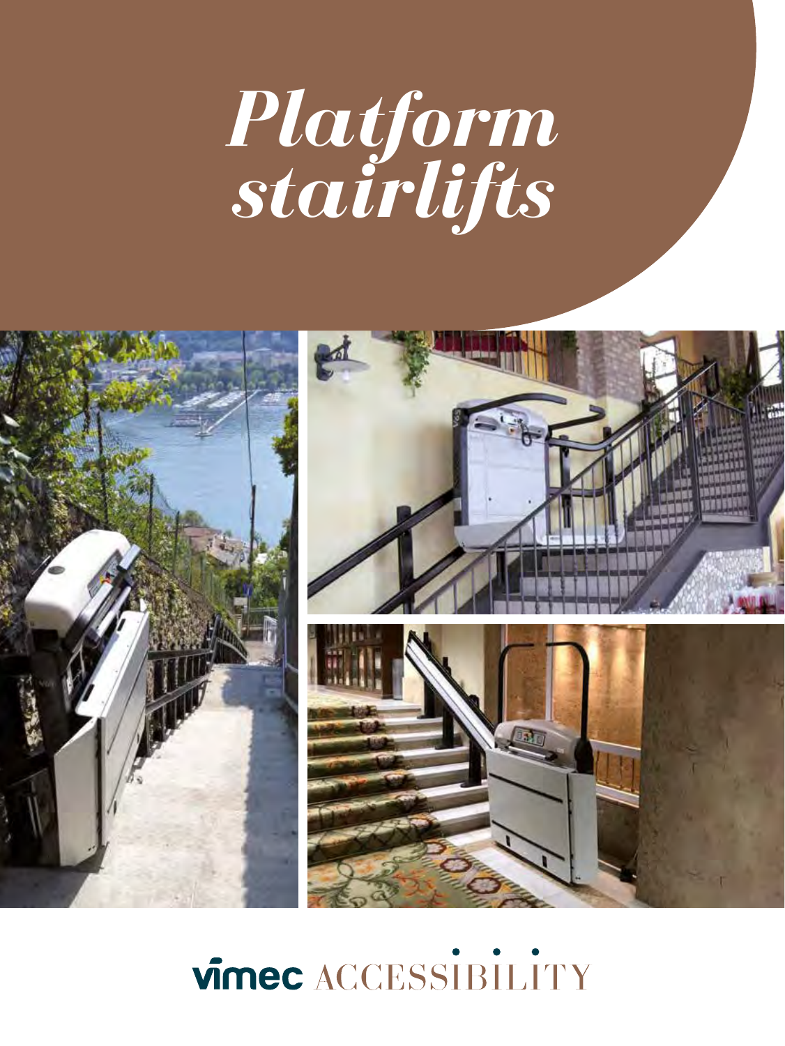# *Platform stairlifts*

vimec ACCESSIBILITY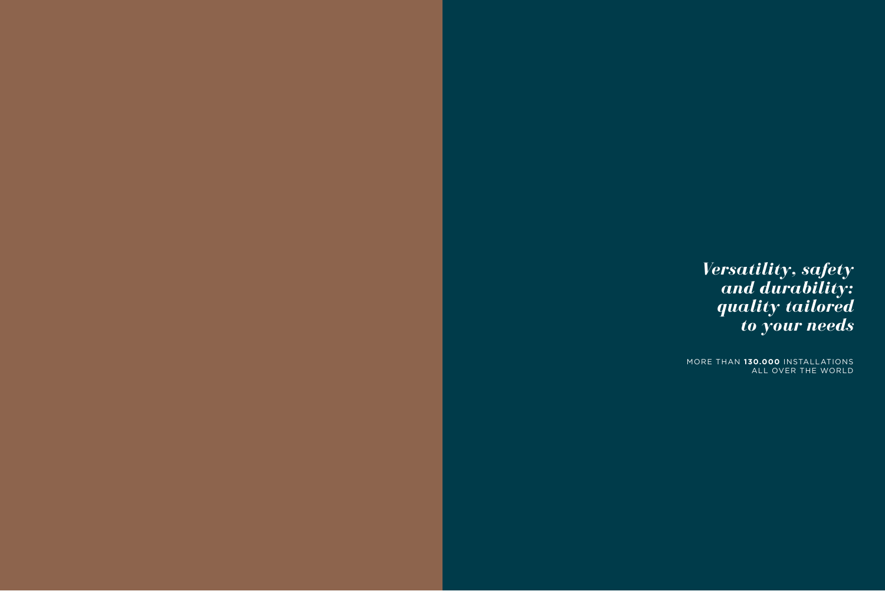*Versatility, safety and durability: quality tailored to your needs*

MORE THAN **130.000** INSTALLATIONS ALL OVER THE WORLD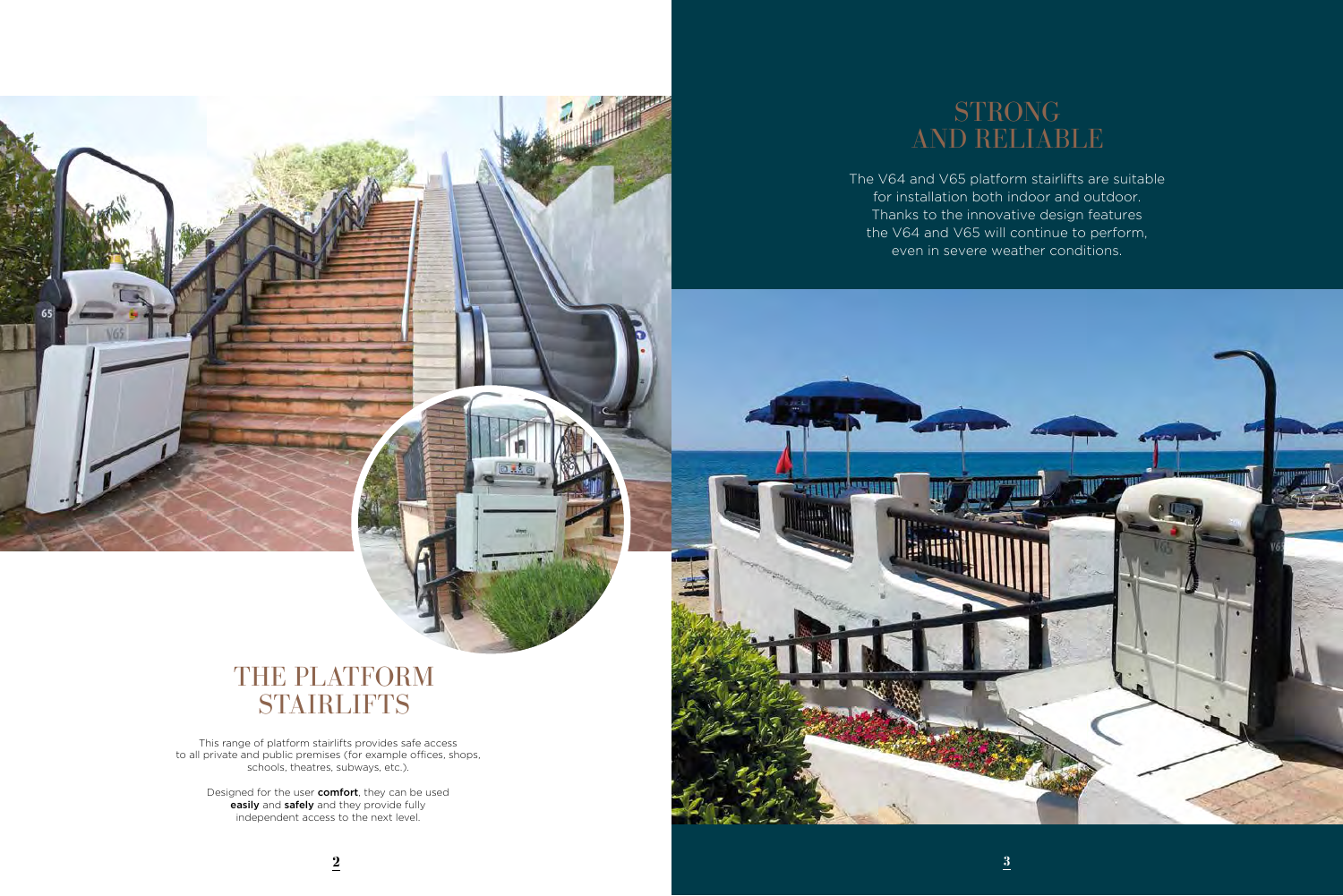# THE PLATFORM STAIRLIFTS

This range of platform stairlifts provides safe access to all private and public premises (for example offices, shops, schools, theatres, subways, etc.).

Designed for the user **comfort**, they can be used **easily** and **safely** and they provide fully independent access to the next level.

# STRONG AND RELIABLE

The V64 and V65 platform stairlifts are suitable for installation both indoor and outdoor. Thanks to the innovative design features the V64 and V65 will continue to perform, even in severe weather conditions.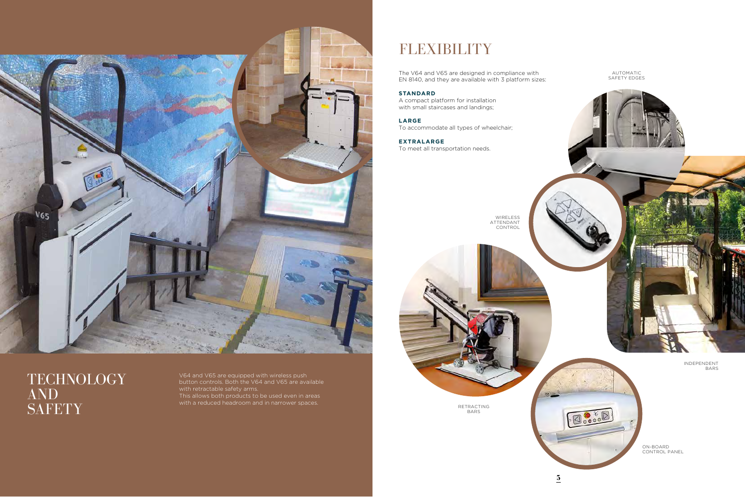# TECHNOLOGY AND SAFETY

V64 and V65 are equipped with wireless push button controls. Both the V64 and V65 are available with retractable safety arms.
This allows both products to be used even in areas with a reduced headroom and in narrower spaces.

# FLEXIBILITY

The V64 and V65 are designed in compliance with EN 8140, and they are available with 3 platform sizes:

**STANDARD**
A compact platform for installation with small staircases and landings;

**LARGE**
To accommodate all types of wheelchair;

**EXTRALARGE**
To meet all transportation needs.

AUTOMATIC SAFETY EDGES

WIRELESS ATTENDANT CONTROL

INDEPENDENT BARS

RETRACTING BARS

ON-BOARD CONTROL PANEL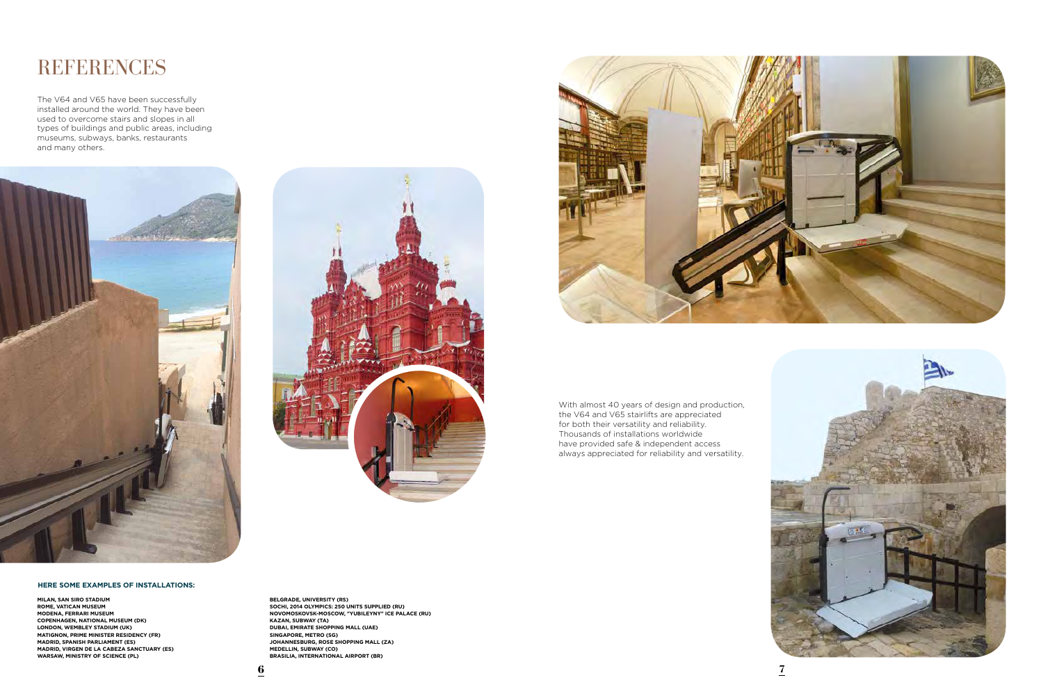# REFERENCES

The V64 and V65 have been successfully installed around the world. They have been used to overcome stairs and slopes in all types of buildings and public areas, including museums, subways, banks, restaurants and many others.

With almost 40 years of design and production, the V64 and V65 stairlifts are appreciated for both their versatility and reliability. Thousands of installations worldwide have provided safe & independent access always appreciated for reliability and versatility.

**HERE SOME EXAMPLES OF INSTALLATIONS:**

**MILAN, SAN SIRO STADIUM**
**ROME, VATICAN MUSEUM**
**MODENA, FERRARI MUSEUM**
**COPENHAGEN, NATIONAL MUSEUM (DK)**
**LONDON, WEMBLEY STADIUM (UK)**
**MATIGNON, PRIME MINISTER RESIDENCY (FR)**
**MADRID, SPANISH PARLIAMENT (ES)**
**MADRID, VIRGEN DE LA CABEZA SANCTUARY (ES)**
**WARSAW, MINISTRY OF SCIENCE (PL)**

**BELGRADE, UNIVERSITY (RS)**
**SOCHI, 2014 OLYMPICS: 250 UNITS SUPPLIED (RU)**
**NOVOMOSKOVSK-MOSCOW, "YUBILEYNY" ICE PALACE (RU)**
**KAZAN, SUBWAY (TA)**
**DUBAI, EMIRATE SHOPPING MALL (UAE)**
**SINGAPORE, METRO (SG)**
**JOHANNESBURG, ROSE SHOPPING MALL (ZA)**
**MEDELLIN, SUBWAY (CO)**
**BRASILIA, INTERNATIONAL AIRPORT (BR)**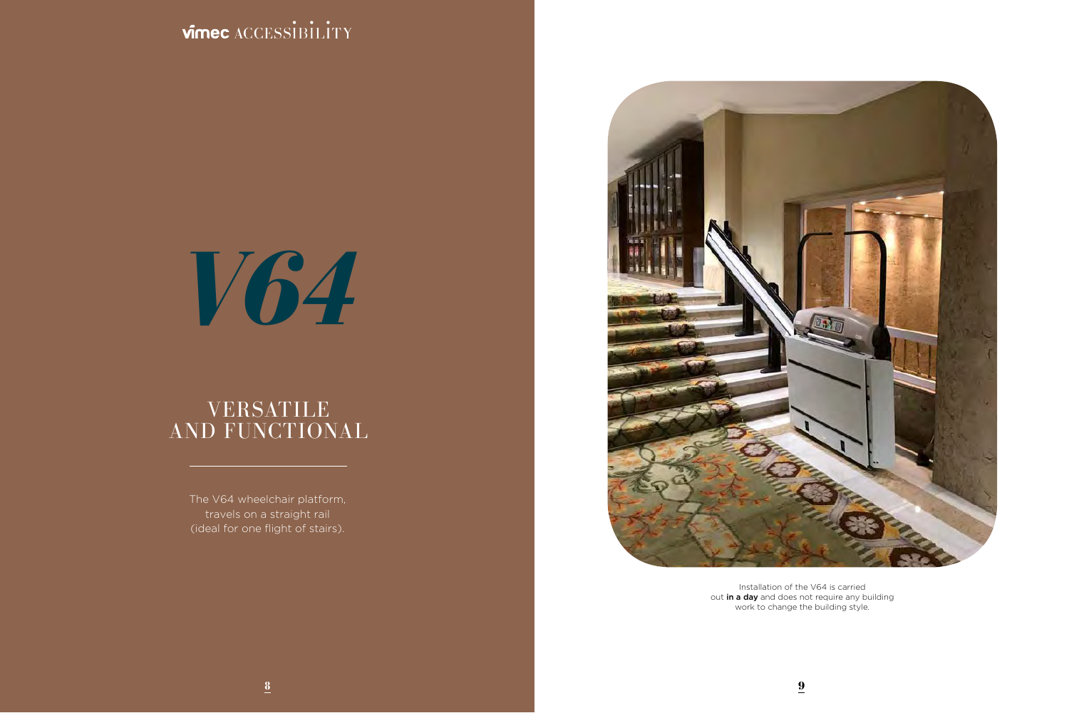# *V64*

## VERSATILE AND FUNCTIONAL

The V64 wheelchair platform, travels on a straight rail (ideal for one flight of stairs).

Installation of the V64 is carried out **in a day** and does not require any building work to change the building style.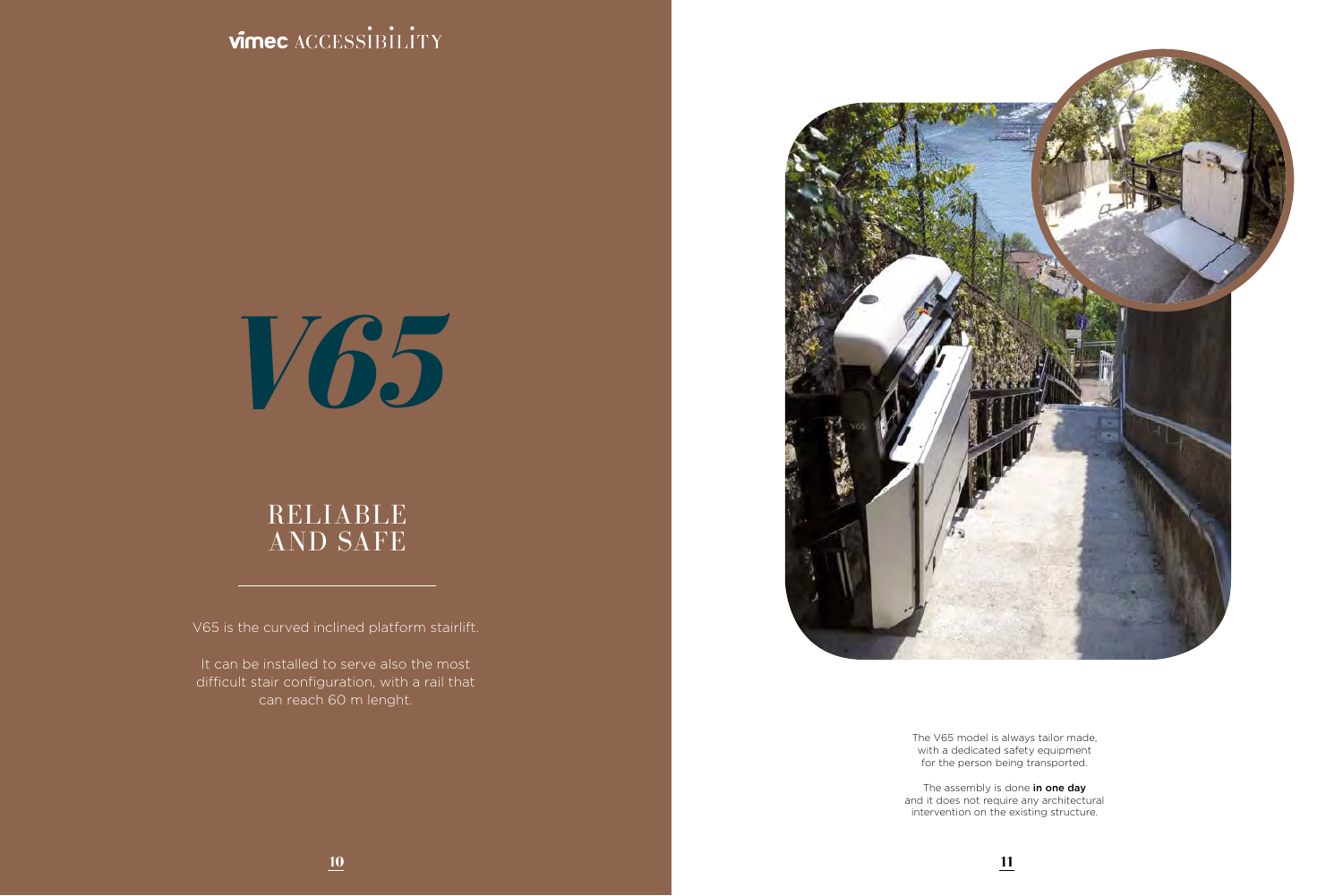# V65

## RELIABLE AND SAFE

V65 is the curved inclined platform stairlift.

It can be installed to serve also the most difficult stair configuration, with a rail that can reach 60 m lenght.

The V65 model is always tailor made, with a dedicated safety equipment for the person being transported.

The assembly is done **in one day** and it does not require any architectural intervention on the existing structure.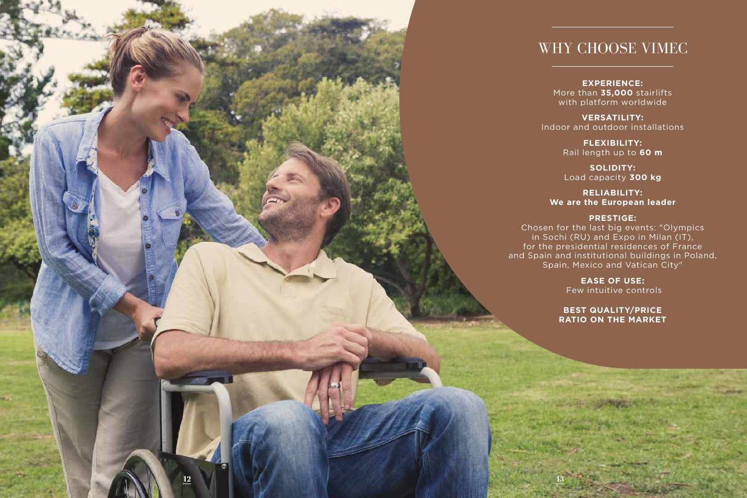# WHY CHOOSE VIMEC

**EXPERIENCE:**
More than **35,000** stairlifts with platform worldwide

**VERSATILITY:**
Indoor and outdoor installations

**FLEXIBILITY:**
Rail length up to **60 m**

**SOLIDITY:**
Load capacity **300 kg**

**RELIABILITY:**
**We are the European leader**

**PRESTIGE:**
Chosen for the last big events: "Olympics in Sochi (RU) and Expo in Milan (IT), for the presidential residences of France and Spain and institutional buildings in Poland, Spain, Mexico and Vatican City"

**EASE OF USE:**
Few intuitive controls

**BEST QUALITY/PRICE RATIO ON THE MARKET**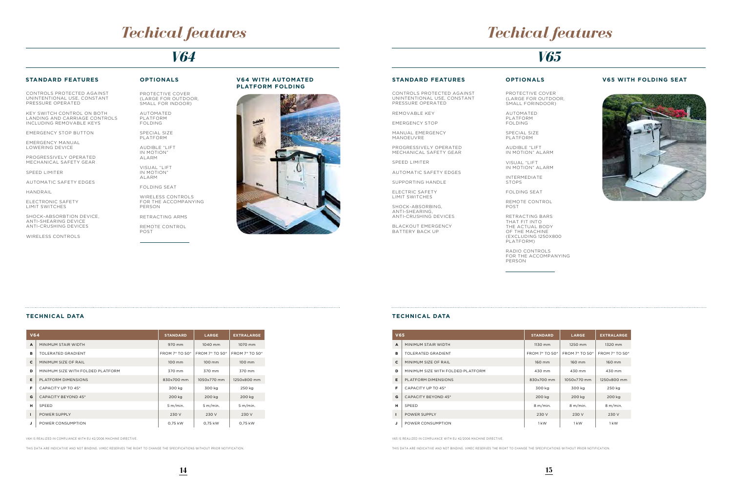# Techical features

## V64

### STANDARD FEATURES

CONTROLS PROTECTED AGAINST UNINTENTIONAL USE, CONSTANT PRESSURE OPERATED

KEY SWITCH CONTROL ON BOTH LANDING AND CARRIAGE CONTROLS INCLUDING REMOVABLE KEYS

EMERGENCY STOP BUTTON

EMERGENCY MANUAL LOWERING DEVICE

PROGRESSIVELY OPERATED MECHANICAL SAFETY GEAR

SPEED LIMITER

AUTOMATIC SAFETY EDGES

HANDRAIL

ELECTRONIC SAFETY LIMIT SWITCHES

SHOCK-ABSORBTION DEVICE, ANTI-SHEARING DEVICE ANTI-CRUSHING DEVICES

WIRELESS CONTROLS

### OPTIONALS

PROTECTIVE COVER (LARGE FOR OUTDOOR, SMALL FOR INDOOR)

AUTOMATED PLATFORM FOLDING

SPECIAL SIZE PLATFORM

AUDIBLE "LIFT IN MOTION" ALARM

VISUAL "LIFT IN MOTION" ALARM

FOLDING SEAT

WIRELESS CONTROLS FOR THE ACCOMPANYING PERSON

RETRACTING ARMS

REMOTE CONTROL POST

### V64 WITH AUTOMATED PLATFORM FOLDING

### TECHNICAL DATA

| V64 | | STANDARD | LARGE | EXTRALARGE |
|---|---|---|---|---|
| A | MINIMUM STAIR WIDTH | 970 mm | 1040 mm | 1070 mm |
| B | TOLERATED GRADIENT | FROM 7° TO 50° | FROM 7° TO 50° | FROM 7° TO 50° |
| C | MINIMUM SIZE OF RAIL | 100 mm | 100 mm | 100 mm |
| D | MINIMUM SIZE WITH FOLDED PLATFORM | 370 mm | 370 mm | 370 mm |
| E | PLATFORM DIMENSIONS | 830x700 mm | 1050x770 mm | 1250x800 mm |
| F | CAPACITY UP TO 45° | 300 kg | 300 kg | 250 kg |
| G | CAPACITY BEYOND 45° | 200 kg | 200 kg | 200 kg |
| H | SPEED | 5 m/min. | 5 m/min. | 5 m/min. |
| I | POWER SUPPLY | 230 V | 230 V | 230 V |
| J | POWER CONSUMPTION | 0,75 kW | 0,75 kW | 0,75 kW |

V64 IS REALIZED IN COMPLIANCE WITH EU 42/2006 MACHINE DIRECTIVE.

THIS DATA ARE INDICATIVE AND NOT BINDING. VIMEC RESERVES THE RIGHT TO CHANGE THE SPECIFICATIONS WITHOUT PRIOR NOTIFICATION.

# Techical features

## V65

### STANDARD FEATURES

CONTROLS PROTECTED AGAINST UNINTENTIONAL USE, CONSTANT PRESSURE OPERATED

REMOVABLE KEY

EMERGENCY STOP

MANUAL EMERGENCY MANOEUVRE

PROGRESSIVELY OPERATED MECHANICAL SAFETY GEAR

SPEED LIMITER

AUTOMATIC SAFETY EDGES

SUPPORTING HANDLE

ELECTRIC SAFETY LIMIT SWITCHES

SHOCK-ABSORBING, ANTI-SHEARING, ANTI-CRUSHING DEVICES

BLACKOUT EMERGENCY BATTERY BACK UP

### OPTIONALS

PROTECTIVE COVER (LARGE FOR OUTDOOR, SMALL FORINDOOR)

AUTOMATED PLATFORM FOLDING

SPECIAL SIZE PLATFORM

AUDIBLE "LIFT IN MOTION" ALARM

VISUAL "LIFT IN MOTION" ALARM

INTERMEDIATE STOPS

FOLDING SEAT

REMOTE CONTROL POST

RETRACTING BARS THAT FIT INTO THE ACTUAL BODY OF THE MACHINE (EXCLUDING 1250X800 PLATFORM)

RADIO CONTROLS FOR THE ACCOMPANYING PERSON

### V65 WITH FOLDING SEAT

### TECHNICAL DATA

| V65 | | STANDARD | LARGE | EXTRALARGE |
|---|---|---|---|---|
| A | MINIMUM STAIR WIDTH | 1130 mm | 1250 mm | 1320 mm |
| B | TOLERATED GRADIENT | FROM 7° TO 50° | FROM 7° TO 50° | FROM 7° TO 50° |
| C | MINIMUM SIZE OF RAIL | 160 mm | 160 mm | 160 mm |
| D | MINIMUM SIZE WITH FOLDED PLATFORM | 430 mm | 430 mm | 430 mm |
| E | PLATFORM DIMENSIONS | 830x700 mm | 1050x770 mm | 1250x800 mm |
| F | CAPACITY UP TO 45° | 300 kg | 300 kg | 250 kg |
| G | CAPACITY BEYOND 45° | 200 kg | 200 kg | 200 kg |
| H | SPEED | 8 m/min. | 8 m/min. | 8 m/min. |
| I | POWER SUPPLY | 230 V | 230 V | 230 V |
| J | POWER CONSUMPTION | 1 kW | 1 kW | 1 kW |

V65 IS REALIZED IN COMPLIANCE WITH EU 42/2006 MACHINE DIRECTIVE.

THIS DATA ARE INDICATIVE AND NOT BINDING. VIMEC RESERVES THE RIGHT TO CHANGE THE SPECIFICATIONS WITHOUT PRIOR NOTIFICATION.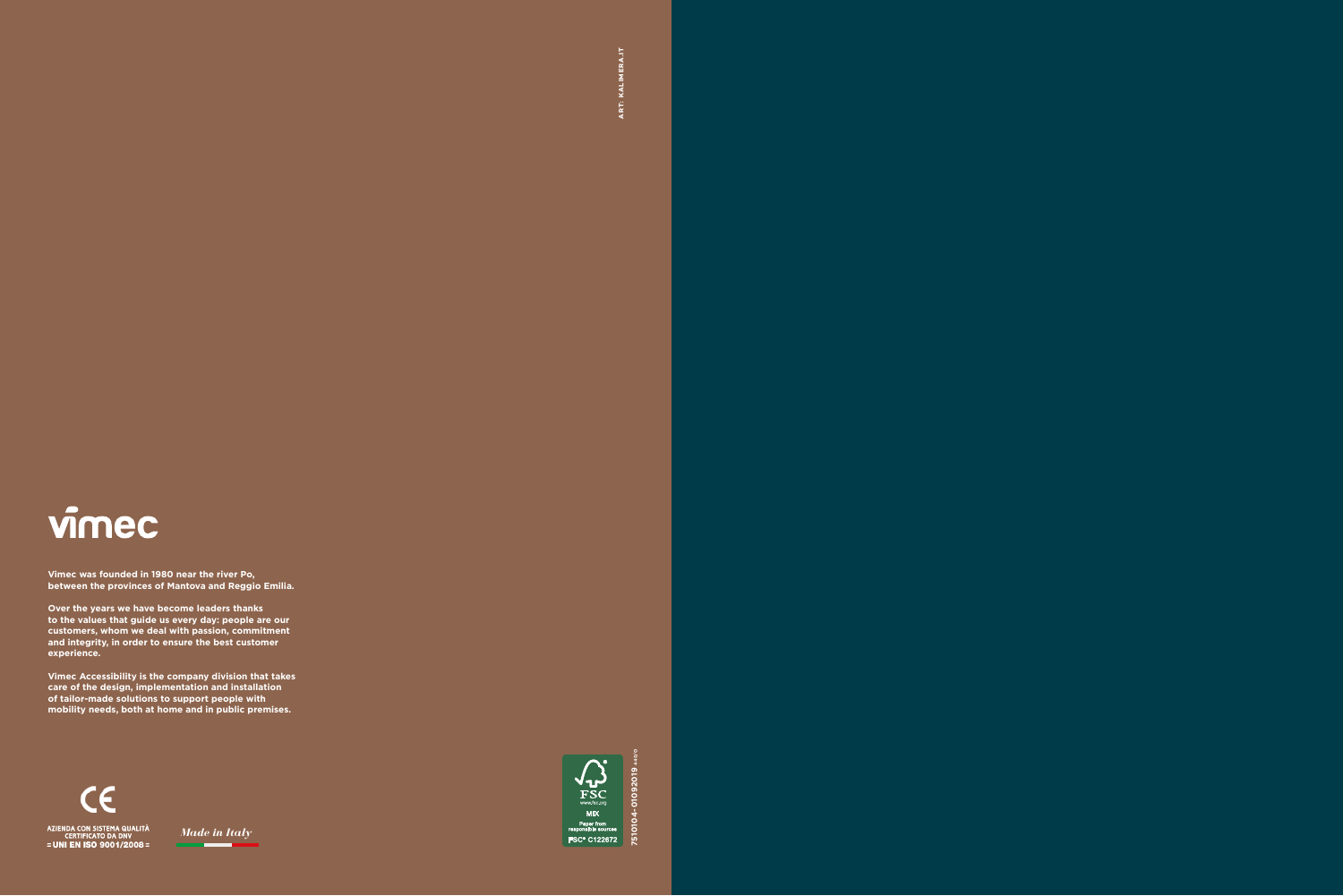# vimec

**Vimec was founded in 1980 near the river Po, between the provinces of Mantova and Reggio Emilia.**

**Over the years we have become leaders thanks to the values that guide us every day: people are our customers, whom we deal with passion, commitment and integrity, in order to ensure the best customer experience.**

**Vimec Accessibility is the company division that takes care of the design, implementation and installation of tailor-made solutions to support people with mobility needs, both at home and in public premises.**

AZIENDA CON SISTEMA QUALITÀ CERTIFICATO DA DNV = UNI EN ISO 9001/2008 =

*Made in Italy*

FSC MIX Paper from responsible sources FSC® C122672

7510104-01092019

ART: KALIMERA.IT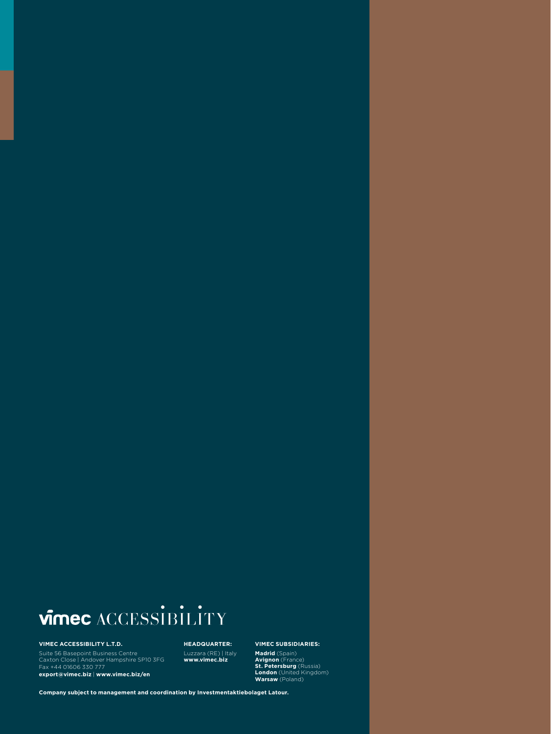**vimec** ACCESSIBILITY

**VIMEC ACCESSIBILITY L.T.D.**

Suite 56 Basepoint Business Centre
Caxton Close | Andover Hampshire SP10 3FG
Fax +44 01606 330 777
**export@vimec.biz** | **www.vimec.biz/en**

**HEADQUARTER:**

Luzzara (RE) | Italy
**www.vimec.biz**

**VIMEC SUBSIDIARIES:**

**Madrid** (Spain)
**Avignon** (France)
**St. Petersburg** (Russia)
**London** (United Kingdom)
**Warsaw** (Poland)

**Company subject to management and coordination by Investmentaktiebolaget Latour.**